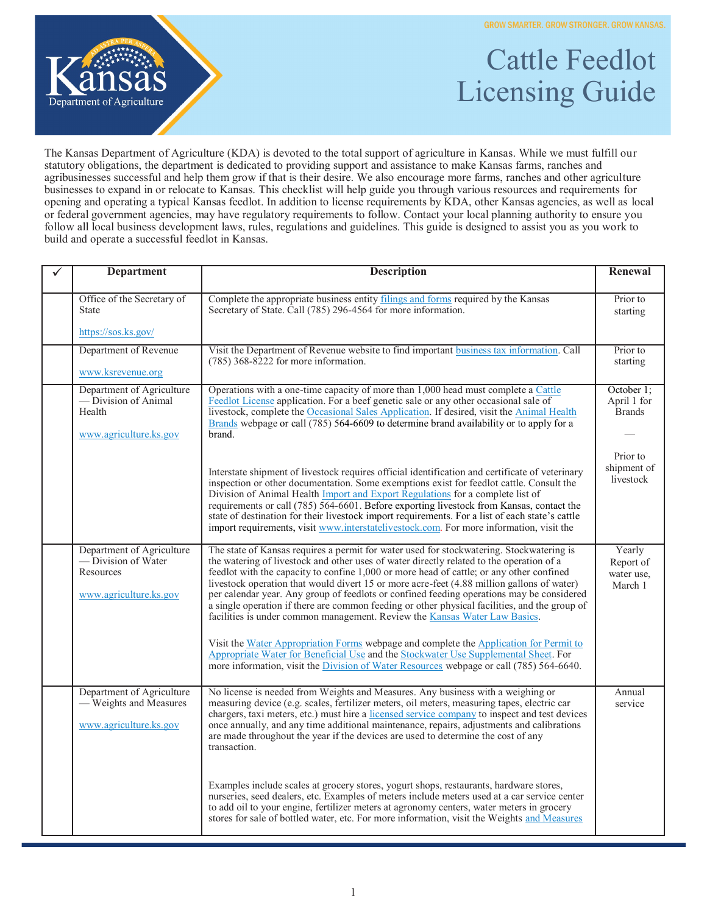GROW SMARTER. GROW STRONGER. GROW KANSAS.

Kansas Department of Agriculture

# Cattle Feedlot Licensing Guide

The Kansas Department of Agriculture (KDA) is devoted to the total support of agriculture in Kansas. While we must fulfill our statutory obligations, the department is dedicated to providing support and assistance to make Kansas farms, ranches and agribusinesses successful and help them grow if that is their desire. We also encourage more farms, ranches and other agriculture businesses to expand in or relocate to Kansas. This checklist will help guide you through various resources and requirements for opening and operating a typical Kansas feedlot. In addition to license requirements by KDA, other Kansas agencies, as well as local or federal government agencies, may have regulatory requirements to follow. Contact your local planning authority to ensure you follow all local business development laws, rules, regulations and guidelines. This guide is designed to assist you as you work to build and operate a successful feedlot in Kansas.

| ✓ | Department | Description | Renewal |
|---|---|---|---|
| | Office of the Secretary of State<br><br>https://sos.ks.gov/ | Complete the appropriate business entity filings and forms required by the Kansas Secretary of State. Call (785) 296-4564 for more information. | Prior to starting |
| | Department of Revenue<br><br>www.ksrevenue.org | Visit the Department of Revenue website to find important business tax information. Call (785) 368-8222 for more information. | Prior to starting |
| | Department of Agriculture — Division of Animal Health<br><br>www.agriculture.ks.gov | Operations with a one-time capacity of more than 1,000 head must complete a Cattle Feedlot License application. For a beef genetic sale or any other occasional sale of livestock, complete the Occasional Sales Application. If desired, visit the Animal Health Brands webpage or call (785) 564-6609 to determine brand availability or to apply for a brand.<br><br>Interstate shipment of livestock requires official identification and certificate of veterinary inspection or other documentation. Some exemptions exist for feedlot cattle. Consult the Division of Animal Health Import and Export Regulations for a complete list of requirements or call (785) 564-6601. Before exporting livestock from Kansas, contact the state of destination for their livestock import requirements. For a list of each state's cattle import requirements, visit www.interstatelivestock.com. For more information, visit the | October 1; April 1 for Brands<br><br>—<br><br>Prior to shipment of livestock |
| | Department of Agriculture — Division of Water Resources<br><br>www.agriculture.ks.gov | The state of Kansas requires a permit for water used for stockwatering. Stockwatering is the watering of livestock and other uses of water directly related to the operation of a feedlot with the capacity to confine 1,000 or more head of cattle; or any other confined livestock operation that would divert 15 or more acre-feet (4.88 million gallons of water) per calendar year. Any group of feedlots or confined feeding operations may be considered a single operation if there are common feeding or other physical facilities, and the group of facilities is under common management. Review the Kansas Water Law Basics.<br><br>Visit the Water Appropriation Forms webpage and complete the Application for Permit to Appropriate Water for Beneficial Use and the Stockwater Use Supplemental Sheet. For more information, visit the Division of Water Resources webpage or call (785) 564-6640. | Yearly Report of water use, March 1 |
| | Department of Agriculture — Weights and Measures<br><br>www.agriculture.ks.gov | No license is needed from Weights and Measures. Any business with a weighing or measuring device (e.g. scales, fertilizer meters, oil meters, measuring tapes, electric car chargers, taxi meters, etc.) must hire a licensed service company to inspect and test devices once annually, and any time additional maintenance, repairs, adjustments and calibrations are made throughout the year if the devices are used to determine the cost of any transaction.<br><br>Examples include scales at grocery stores, yogurt shops, restaurants, hardware stores, nurseries, seed dealers, etc. Examples of meters include meters used at a car service center to add oil to your engine, fertilizer meters at agronomy centers, water meters in grocery stores for sale of bottled water, etc. For more information, visit the Weights and Measures | Annual service |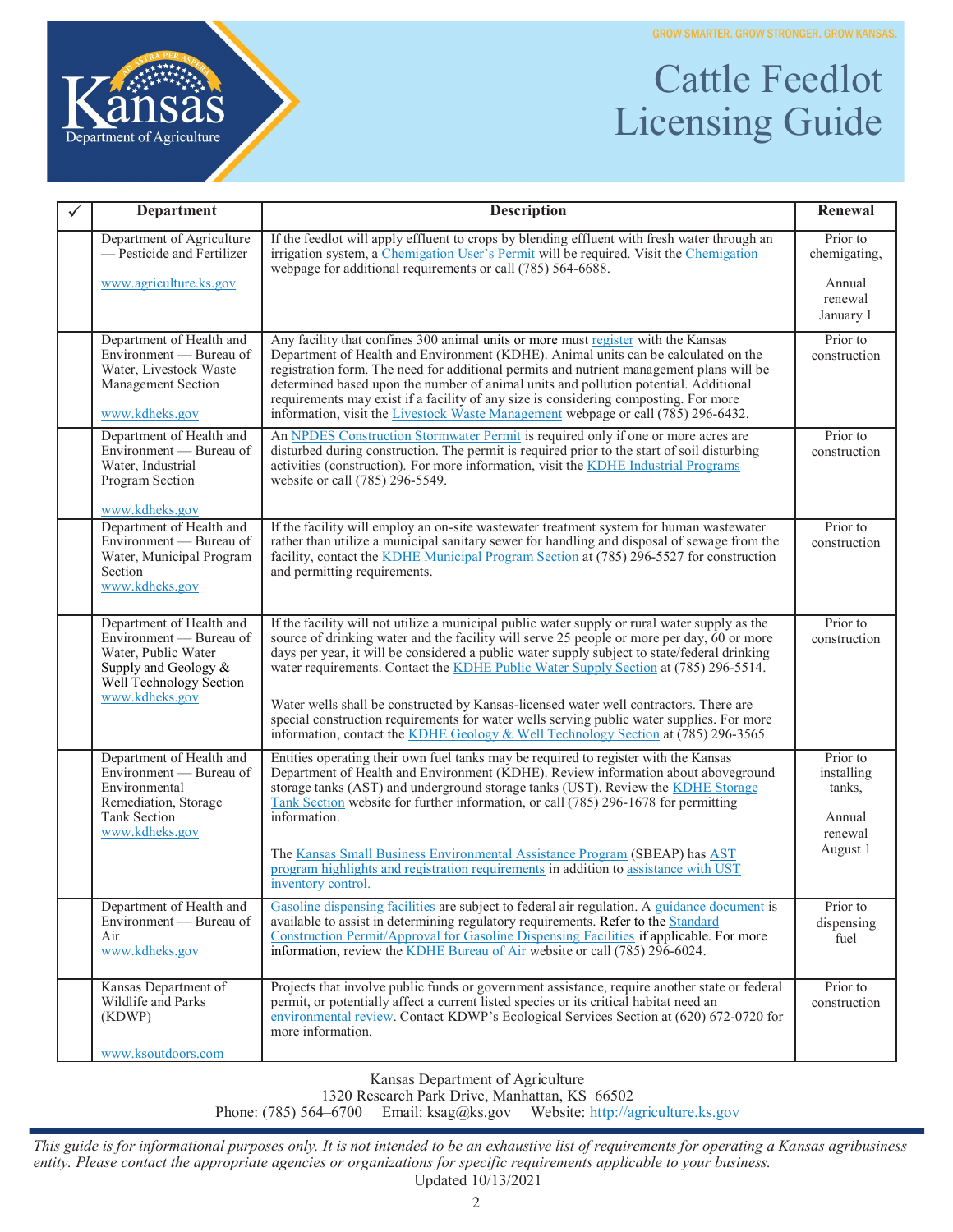GROW SMARTER. GROW STRONGER. GROW KANSAS.

# Cattle Feedlot Licensing Guide

| ✓ | Department | Description | Renewal |
|---|---|---|---|
| | Department of Agriculture — Pesticide and Fertilizer<br><br>www.agriculture.ks.gov | If the feedlot will apply effluent to crops by blending effluent with fresh water through an irrigation system, a Chemigation User's Permit will be required. Visit the Chemigation webpage for additional requirements or call (785) 564-6688. | Prior to chemigating,<br><br>Annual renewal January 1 |
| | Department of Health and Environment — Bureau of Water, Livestock Waste Management Section<br><br>www.kdheks.gov | Any facility that confines 300 animal units or more must register with the Kansas Department of Health and Environment (KDHE). Animal units can be calculated on the registration form. The need for additional permits and nutrient management plans will be determined based upon the number of animal units and pollution potential. Additional requirements may exist if a facility of any size is considering composting. For more information, visit the Livestock Waste Management webpage or call (785) 296-6432. | Prior to construction |
| | Department of Health and Environment — Bureau of Water, Industrial Program Section<br><br>www.kdheks.gov | An NPDES Construction Stormwater Permit is required only if one or more acres are disturbed during construction. The permit is required prior to the start of soil disturbing activities (construction). For more information, visit the KDHE Industrial Programs website or call (785) 296-5549. | Prior to construction |
| | Department of Health and Environment — Bureau of Water, Municipal Program Section<br>www.kdheks.gov | If the facility will employ an on-site wastewater treatment system for human wastewater rather than utilize a municipal sanitary sewer for handling and disposal of sewage from the facility, contact the KDHE Municipal Program Section at (785) 296-5527 for construction and permitting requirements. | Prior to construction |
| | Department of Health and Environment — Bureau of Water, Public Water Supply and Geology & Well Technology Section<br>www.kdheks.gov | If the facility will not utilize a municipal public water supply or rural water supply as the source of drinking water and the facility will serve 25 people or more per day, 60 or more days per year, it will be considered a public water supply subject to state/federal drinking water requirements. Contact the KDHE Public Water Supply Section at (785) 296-5514.<br><br>Water wells shall be constructed by Kansas-licensed water well contractors. There are special construction requirements for water wells serving public water supplies. For more information, contact the KDHE Geology & Well Technology Section at (785) 296-3565. | Prior to construction |
| | Department of Health and Environment — Bureau of Environmental Remediation, Storage Tank Section<br>www.kdheks.gov | Entities operating their own fuel tanks may be required to register with the Kansas Department of Health and Environment (KDHE). Review information about aboveground storage tanks (AST) and underground storage tanks (UST). Review the KDHE Storage Tank Section website for further information, or call (785) 296-1678 for permitting information.<br><br>The Kansas Small Business Environmental Assistance Program (SBEAP) has AST program highlights and registration requirements in addition to assistance with UST inventory control. | Prior to installing tanks,<br><br>Annual renewal August 1 |
| | Department of Health and Environment — Bureau of Air<br>www.kdheks.gov | Gasoline dispensing facilities are subject to federal air regulation. A guidance document is available to assist in determining regulatory requirements. Refer to the Standard Construction Permit/Approval for Gasoline Dispensing Facilities if applicable. For more information, review the KDHE Bureau of Air website or call (785) 296-6024. | Prior to dispensing fuel |
| | Kansas Department of Wildlife and Parks (KDWP)<br><br>www.ksoutdoors.com | Projects that involve public funds or government assistance, require another state or federal permit, or potentially affect a current listed species or its critical habitat need an environmental review. Contact KDWP's Ecological Services Section at (620) 672-0720 for more information. | Prior to construction |

Kansas Department of Agriculture
1320 Research Park Drive, Manhattan, KS 66502
Phone: (785) 564–6700 Email: ksag@ks.gov Website: http://agriculture.ks.gov

*This guide is for informational purposes only. It is not intended to be an exhaustive list of requirements for operating a Kansas agribusiness entity. Please contact the appropriate agencies or organizations for specific requirements applicable to your business.*

Updated 10/13/2021